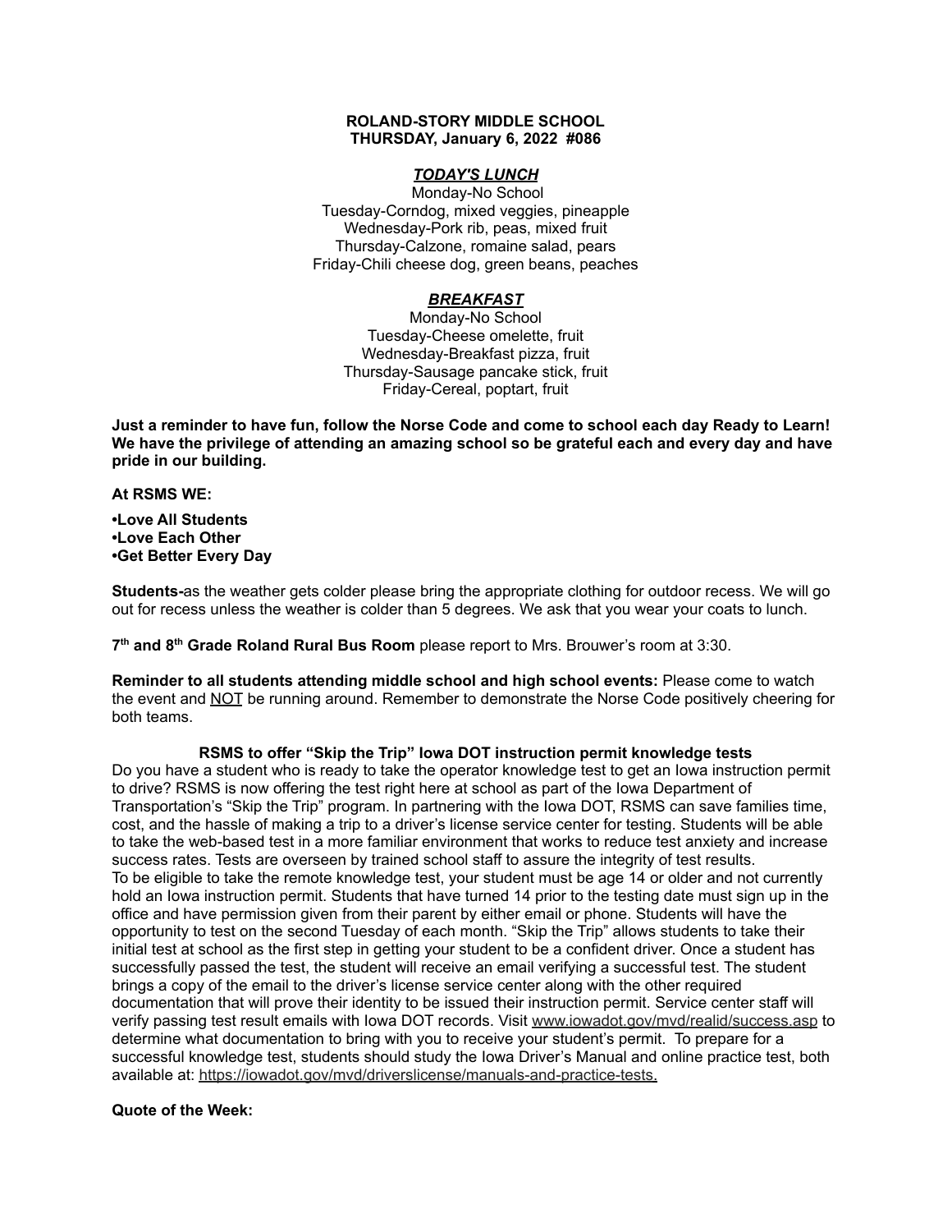**ROLAND-STORY MIDDLE SCHOOL**
**THURSDAY, January 6, 2022 #086**

***TODAY'S LUNCH***

Monday-No School
Tuesday-Corndog, mixed veggies, pineapple
Wednesday-Pork rib, peas, mixed fruit
Thursday-Calzone, romaine salad, pears
Friday-Chili cheese dog, green beans, peaches

***BREAKFAST***

Monday-No School
Tuesday-Cheese omelette, fruit
Wednesday-Breakfast pizza, fruit
Thursday-Sausage pancake stick, fruit
Friday-Cereal, poptart, fruit

**Just a reminder to have fun, follow the Norse Code and come to school each day Ready to Learn! We have the privilege of attending an amazing school so be grateful each and every day and have pride in our building.**

**At RSMS WE:**

**•Love All Students**
**•Love Each Other**
**•Get Better Every Day**

**Students-**as the weather gets colder please bring the appropriate clothing for outdoor recess. We will go out for recess unless the weather is colder than 5 degrees. We ask that you wear your coats to lunch.

**7th and 8th Grade Roland Rural Bus Room** please report to Mrs. Brouwer's room at 3:30.

**Reminder to all students attending middle school and high school events:** Please come to watch the event and NOT be running around. Remember to demonstrate the Norse Code positively cheering for both teams.

**RSMS to offer "Skip the Trip" Iowa DOT instruction permit knowledge tests**

Do you have a student who is ready to take the operator knowledge test to get an Iowa instruction permit to drive? RSMS is now offering the test right here at school as part of the Iowa Department of Transportation's "Skip the Trip" program. In partnering with the Iowa DOT, RSMS can save families time, cost, and the hassle of making a trip to a driver's license service center for testing. Students will be able to take the web-based test in a more familiar environment that works to reduce test anxiety and increase success rates. Tests are overseen by trained school staff to assure the integrity of test results.
To be eligible to take the remote knowledge test, your student must be age 14 or older and not currently hold an Iowa instruction permit. Students that have turned 14 prior to the testing date must sign up in the office and have permission given from their parent by either email or phone. Students will have the opportunity to test on the second Tuesday of each month. "Skip the Trip" allows students to take their initial test at school as the first step in getting your student to be a confident driver. Once a student has successfully passed the test, the student will receive an email verifying a successful test. The student brings a copy of the email to the driver's license service center along with the other required documentation that will prove their identity to be issued their instruction permit. Service center staff will verify passing test result emails with Iowa DOT records. Visit www.iowadot.gov/mvd/realid/success.asp to determine what documentation to bring with you to receive your student's permit. To prepare for a successful knowledge test, students should study the Iowa Driver's Manual and online practice test, both available at: https://iowadot.gov/mvd/driverslicense/manuals-and-practice-tests.

**Quote of the Week:**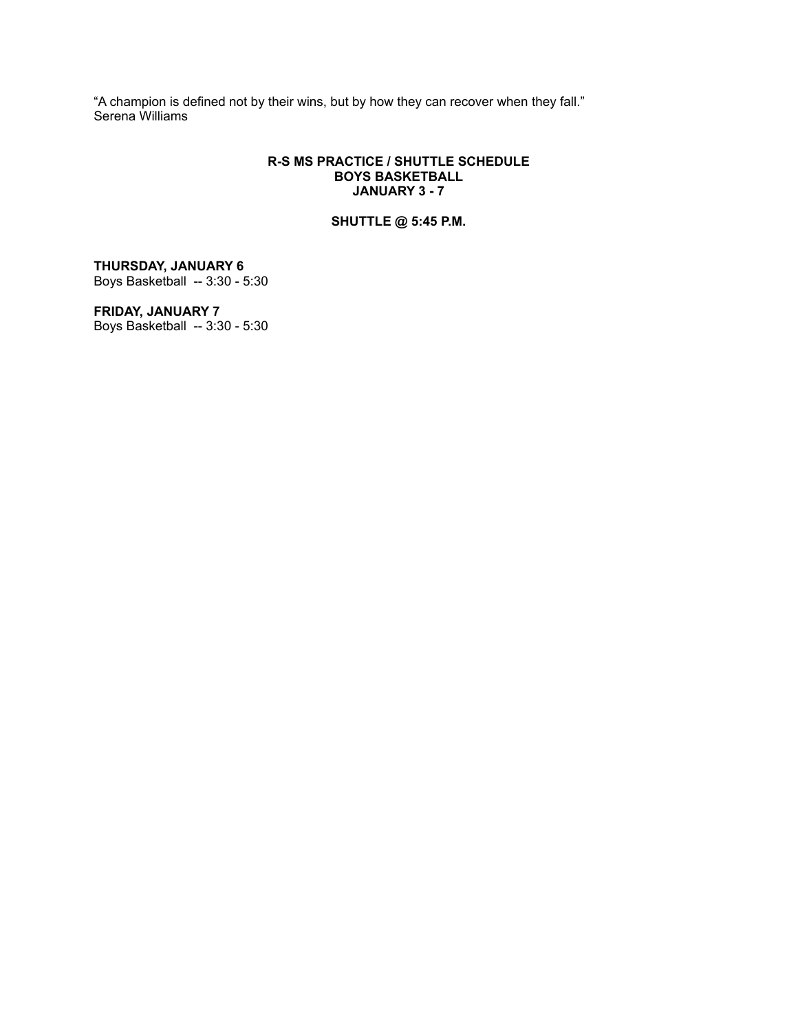“A champion is defined not by their wins, but by how they can recover when they fall.”
Serena Williams

**R-S MS PRACTICE / SHUTTLE SCHEDULE**
**BOYS BASKETBALL**
**JANUARY 3 - 7**

**SHUTTLE @ 5:45 P.M.**

**THURSDAY, JANUARY 6**
Boys Basketball -- 3:30 - 5:30

**FRIDAY, JANUARY 7**
Boys Basketball -- 3:30 - 5:30